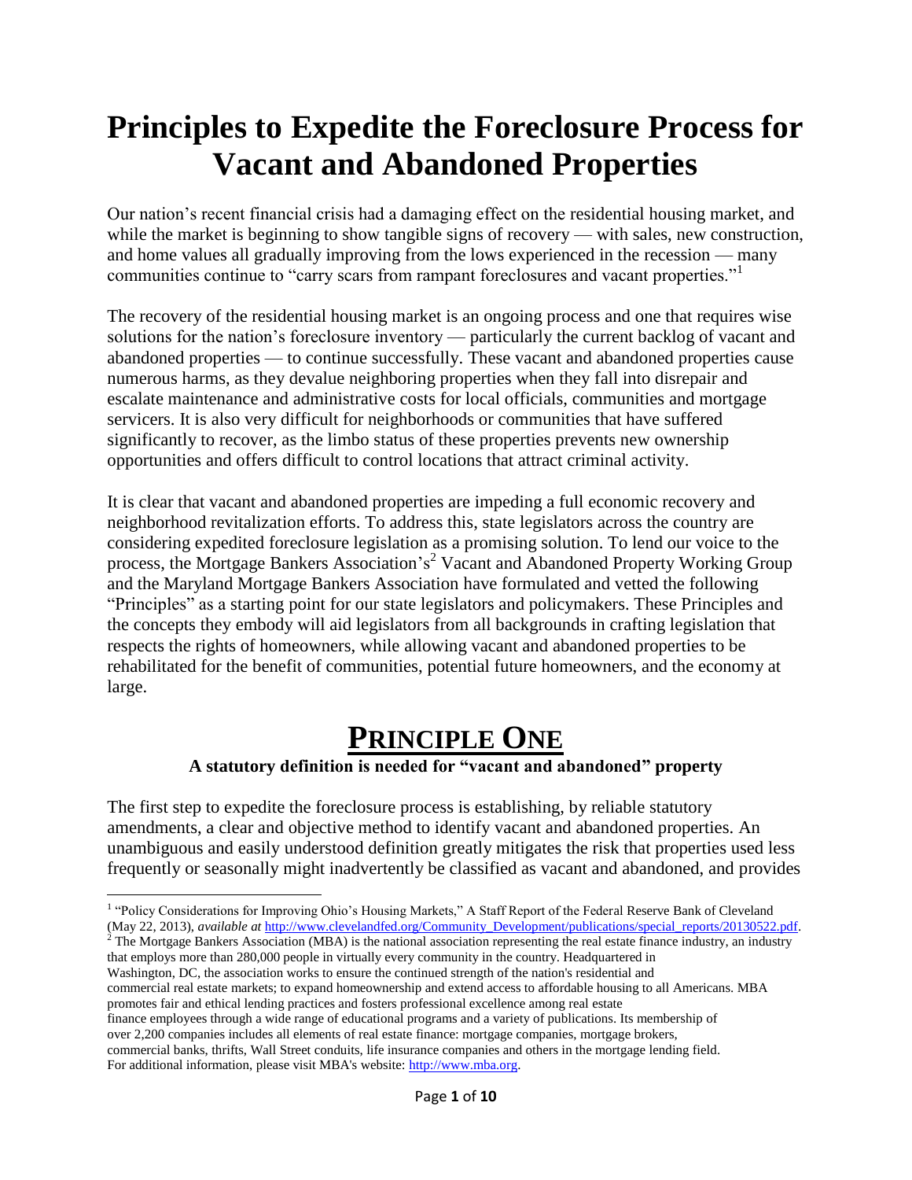# Principles to Expedite the Foreclosure Process for Vacant and Abandoned Properties

Our nation's recent financial crisis had a damaging effect on the residential housing market, and while the market is beginning to show tangible signs of recovery — with sales, new construction, and home values all gradually improving from the lows experienced in the recession — many communities continue to "carry scars from rampant foreclosures and vacant properties."[1]

The recovery of the residential housing market is an ongoing process and one that requires wise solutions for the nation's foreclosure inventory — particularly the current backlog of vacant and abandoned properties — to continue successfully. These vacant and abandoned properties cause numerous harms, as they devalue neighboring properties when they fall into disrepair and escalate maintenance and administrative costs for local officials, communities and mortgage servicers. It is also very difficult for neighborhoods or communities that have suffered significantly to recover, as the limbo status of these properties prevents new ownership opportunities and offers difficult to control locations that attract criminal activity.

It is clear that vacant and abandoned properties are impeding a full economic recovery and neighborhood revitalization efforts. To address this, state legislators across the country are considering expedited foreclosure legislation as a promising solution. To lend our voice to the process, the Mortgage Bankers Association's[2] Vacant and Abandoned Property Working Group and the Maryland Mortgage Bankers Association have formulated and vetted the following "Principles" as a starting point for our state legislators and policymakers. These Principles and the concepts they embody will aid legislators from all backgrounds in crafting legislation that respects the rights of homeowners, while allowing vacant and abandoned properties to be rehabilitated for the benefit of communities, potential future homeowners, and the economy at large.

## PRINCIPLE ONE

### A statutory definition is needed for "vacant and abandoned" property

The first step to expedite the foreclosure process is establishing, by reliable statutory amendments, a clear and objective method to identify vacant and abandoned properties. An unambiguous and easily understood definition greatly mitigates the risk that properties used less frequently or seasonally might inadvertently be classified as vacant and abandoned, and provides

---

[1] "Policy Considerations for Improving Ohio's Housing Markets," A Staff Report of the Federal Reserve Bank of Cleveland (May 22, 2013), *available at* http://www.clevelandfed.org/Community_Development/publications/special_reports/20130522.pdf.

[2] The Mortgage Bankers Association (MBA) is the national association representing the real estate finance industry, an industry that employs more than 280,000 people in virtually every community in the country. Headquartered in Washington, DC, the association works to ensure the continued strength of the nation's residential and commercial real estate markets; to expand homeownership and extend access to affordable housing to all Americans. MBA promotes fair and ethical lending practices and fosters professional excellence among real estate finance employees through a wide range of educational programs and a variety of publications. Its membership of over 2,200 companies includes all elements of real estate finance: mortgage companies, mortgage brokers, commercial banks, thrifts, Wall Street conduits, life insurance companies and others in the mortgage lending field. For additional information, please visit MBA's website: http://www.mba.org.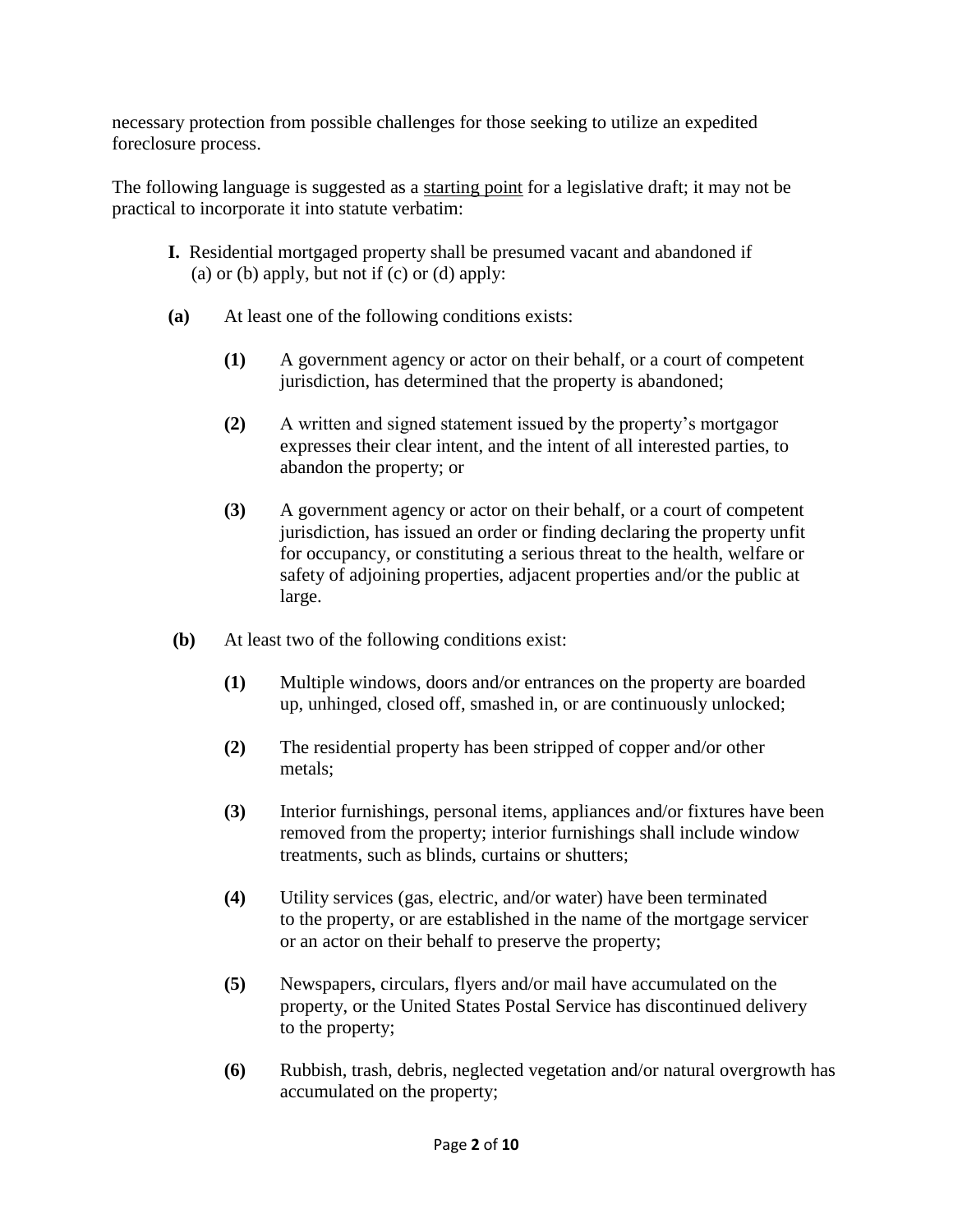necessary protection from possible challenges for those seeking to utilize an expedited foreclosure process.

The following language is suggested as a <u>starting point</u> for a legislative draft; it may not be practical to incorporate it into statute verbatim:

**I.** Residential mortgaged property shall be presumed vacant and abandoned if (a) or (b) apply, but not if (c) or (d) apply:

**(a)** At least one of the following conditions exists:

- **(1)** A government agency or actor on their behalf, or a court of competent jurisdiction, has determined that the property is abandoned;
- **(2)** A written and signed statement issued by the property's mortgagor expresses their clear intent, and the intent of all interested parties, to abandon the property; or
- **(3)** A government agency or actor on their behalf, or a court of competent jurisdiction, has issued an order or finding declaring the property unfit for occupancy, or constituting a serious threat to the health, welfare or safety of adjoining properties, adjacent properties and/or the public at large.

**(b)** At least two of the following conditions exist:

- **(1)** Multiple windows, doors and/or entrances on the property are boarded up, unhinged, closed off, smashed in, or are continuously unlocked;
- **(2)** The residential property has been stripped of copper and/or other metals;
- **(3)** Interior furnishings, personal items, appliances and/or fixtures have been removed from the property; interior furnishings shall include window treatments, such as blinds, curtains or shutters;
- **(4)** Utility services (gas, electric, and/or water) have been terminated to the property, or are established in the name of the mortgage servicer or an actor on their behalf to preserve the property;
- **(5)** Newspapers, circulars, flyers and/or mail have accumulated on the property, or the United States Postal Service has discontinued delivery to the property;
- **(6)** Rubbish, trash, debris, neglected vegetation and/or natural overgrowth has accumulated on the property;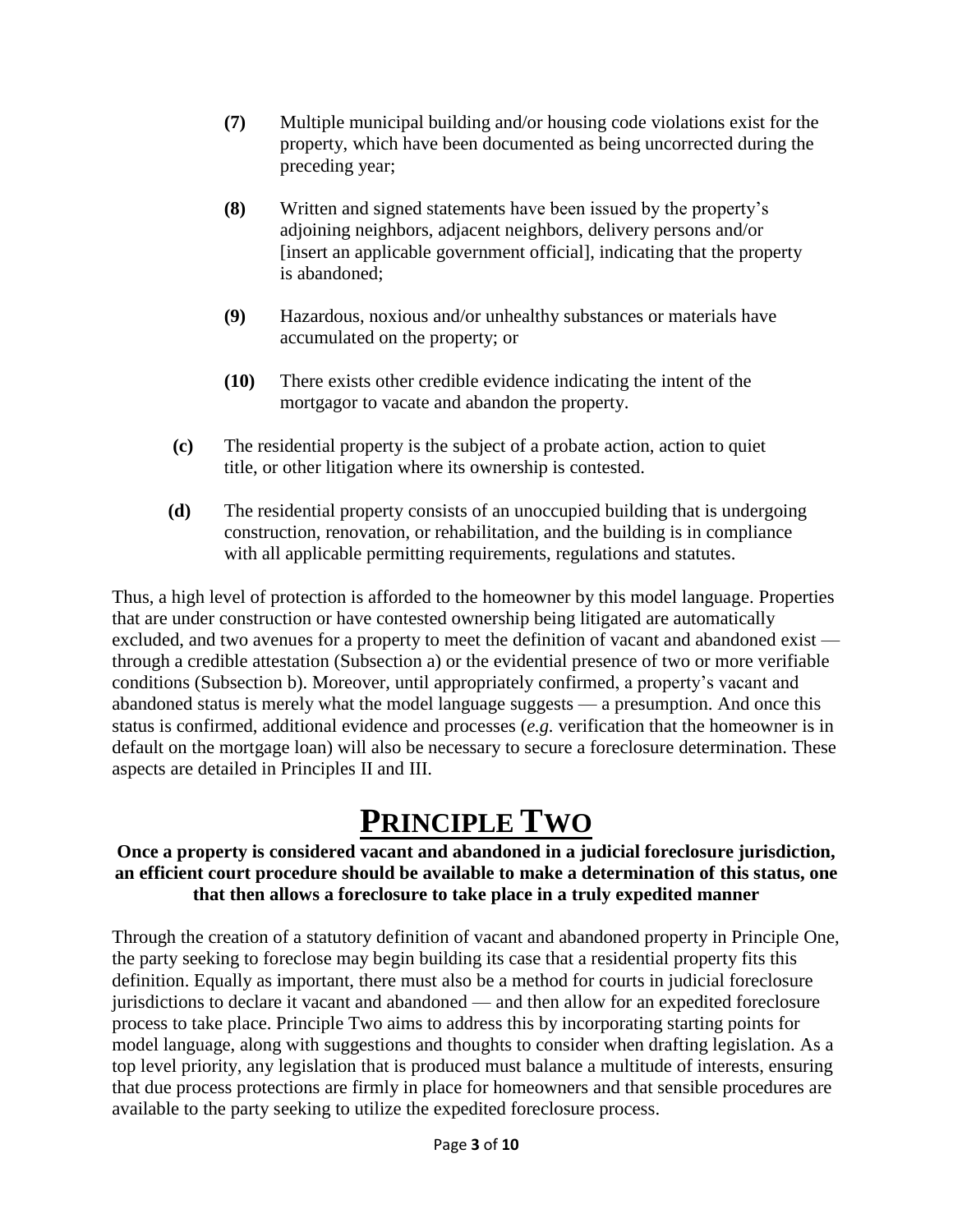**(7)** Multiple municipal building and/or housing code violations exist for the property, which have been documented as being uncorrected during the preceding year;

**(8)** Written and signed statements have been issued by the property's adjoining neighbors, adjacent neighbors, delivery persons and/or [insert an applicable government official], indicating that the property is abandoned;

**(9)** Hazardous, noxious and/or unhealthy substances or materials have accumulated on the property; or

**(10)** There exists other credible evidence indicating the intent of the mortgagor to vacate and abandon the property.

**(c)** The residential property is the subject of a probate action, action to quiet title, or other litigation where its ownership is contested.

**(d)** The residential property consists of an unoccupied building that is undergoing construction, renovation, or rehabilitation, and the building is in compliance with all applicable permitting requirements, regulations and statutes.

Thus, a high level of protection is afforded to the homeowner by this model language. Properties that are under construction or have contested ownership being litigated are automatically excluded, and two avenues for a property to meet the definition of vacant and abandoned exist — through a credible attestation (Subsection a) or the evidential presence of two or more verifiable conditions (Subsection b). Moreover, until appropriately confirmed, a property's vacant and abandoned status is merely what the model language suggests — a presumption. And once this status is confirmed, additional evidence and processes (*e.g.* verification that the homeowner is in default on the mortgage loan) will also be necessary to secure a foreclosure determination. These aspects are detailed in Principles II and III.

# PRINCIPLE TWO

**Once a property is considered vacant and abandoned in a judicial foreclosure jurisdiction, an efficient court procedure should be available to make a determination of this status, one that then allows a foreclosure to take place in a truly expedited manner**

Through the creation of a statutory definition of vacant and abandoned property in Principle One, the party seeking to foreclose may begin building its case that a residential property fits this definition. Equally as important, there must also be a method for courts in judicial foreclosure jurisdictions to declare it vacant and abandoned — and then allow for an expedited foreclosure process to take place. Principle Two aims to address this by incorporating starting points for model language, along with suggestions and thoughts to consider when drafting legislation. As a top level priority, any legislation that is produced must balance a multitude of interests, ensuring that due process protections are firmly in place for homeowners and that sensible procedures are available to the party seeking to utilize the expedited foreclosure process.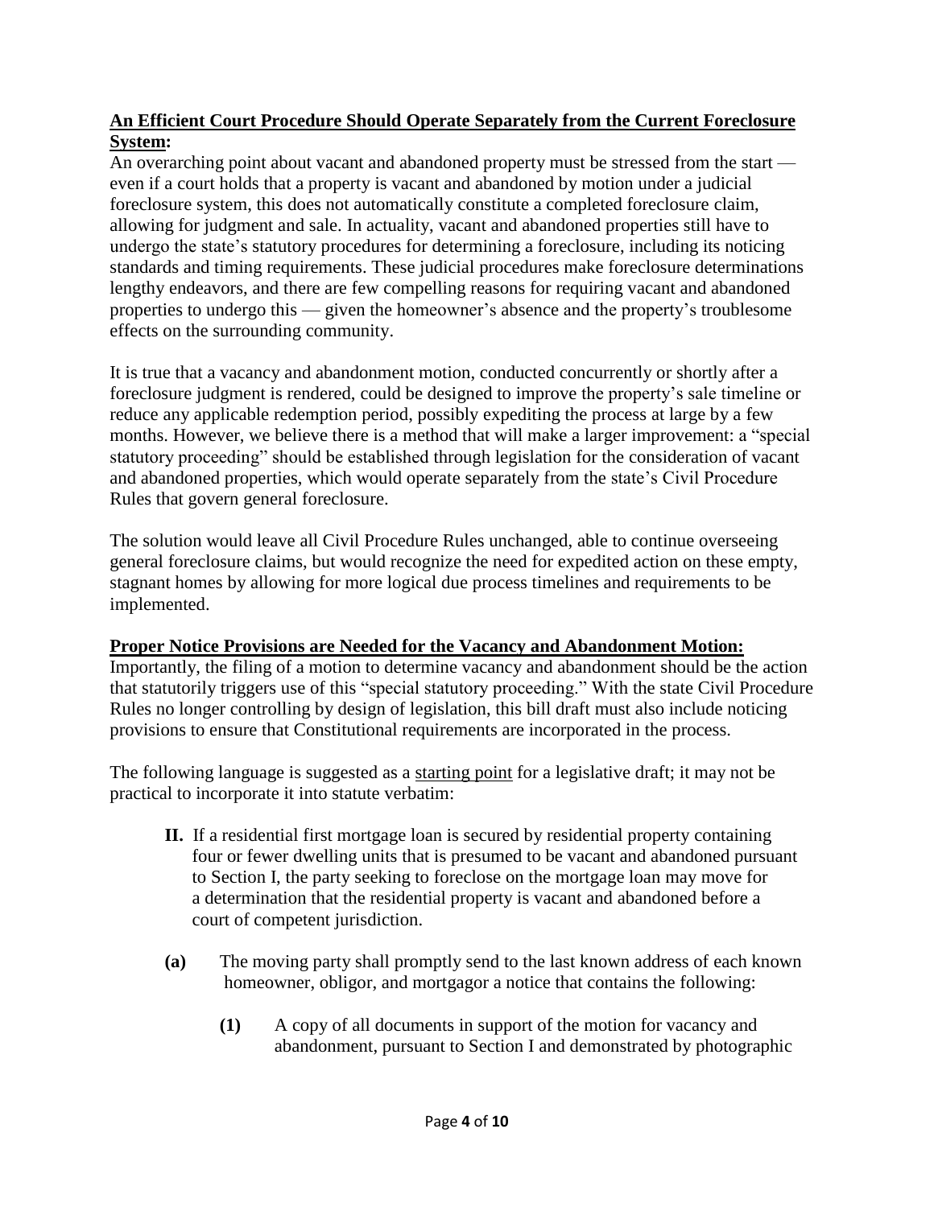**An Efficient Court Procedure Should Operate Separately from the Current Foreclosure System:**

An overarching point about vacant and abandoned property must be stressed from the start — even if a court holds that a property is vacant and abandoned by motion under a judicial foreclosure system, this does not automatically constitute a completed foreclosure claim, allowing for judgment and sale. In actuality, vacant and abandoned properties still have to undergo the state's statutory procedures for determining a foreclosure, including its noticing standards and timing requirements. These judicial procedures make foreclosure determinations lengthy endeavors, and there are few compelling reasons for requiring vacant and abandoned properties to undergo this — given the homeowner's absence and the property's troublesome effects on the surrounding community.

It is true that a vacancy and abandonment motion, conducted concurrently or shortly after a foreclosure judgment is rendered, could be designed to improve the property's sale timeline or reduce any applicable redemption period, possibly expediting the process at large by a few months. However, we believe there is a method that will make a larger improvement: a "special statutory proceeding" should be established through legislation for the consideration of vacant and abandoned properties, which would operate separately from the state's Civil Procedure Rules that govern general foreclosure.

The solution would leave all Civil Procedure Rules unchanged, able to continue overseeing general foreclosure claims, but would recognize the need for expedited action on these empty, stagnant homes by allowing for more logical due process timelines and requirements to be implemented.

**Proper Notice Provisions are Needed for the Vacancy and Abandonment Motion:**

Importantly, the filing of a motion to determine vacancy and abandonment should be the action that statutorily triggers use of this "special statutory proceeding." With the state Civil Procedure Rules no longer controlling by design of legislation, this bill draft must also include noticing provisions to ensure that Constitutional requirements are incorporated in the process.

The following language is suggested as a starting point for a legislative draft; it may not be practical to incorporate it into statute verbatim:

**II.** If a residential first mortgage loan is secured by residential property containing four or fewer dwelling units that is presumed to be vacant and abandoned pursuant to Section I, the party seeking to foreclose on the mortgage loan may move for a determination that the residential property is vacant and abandoned before a court of competent jurisdiction.

**(a)** The moving party shall promptly send to the last known address of each known homeowner, obligor, and mortgagor a notice that contains the following:

**(1)** A copy of all documents in support of the motion for vacancy and abandonment, pursuant to Section I and demonstrated by photographic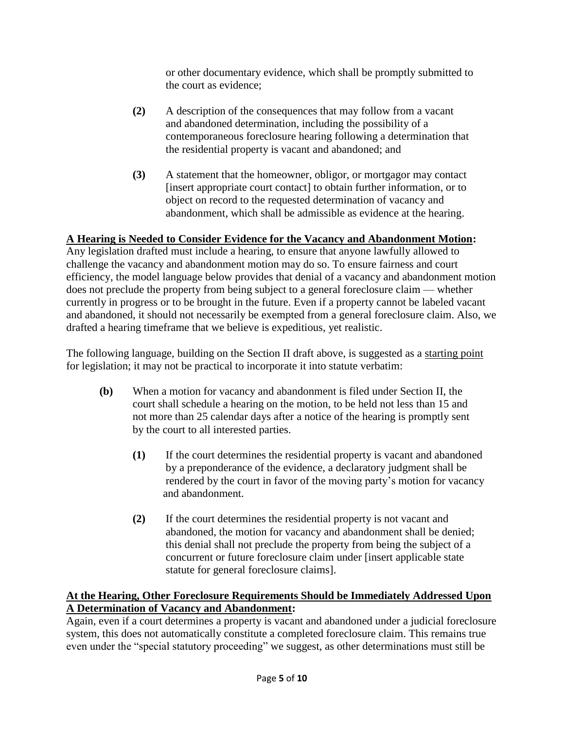or other documentary evidence, which shall be promptly submitted to the court as evidence;

> **(2)** A description of the consequences that may follow from a vacant and abandoned determination, including the possibility of a contemporaneous foreclosure hearing following a determination that the residential property is vacant and abandoned; and
>
> **(3)** A statement that the homeowner, obligor, or mortgagor may contact [insert appropriate court contact] to obtain further information, or to object on record to the requested determination of vacancy and abandonment, which shall be admissible as evidence at the hearing.

**<u>A Hearing is Needed to Consider Evidence for the Vacancy and Abandonment Motion</u>:**
Any legislation drafted must include a hearing, to ensure that anyone lawfully allowed to challenge the vacancy and abandonment motion may do so. To ensure fairness and court efficiency, the model language below provides that denial of a vacancy and abandonment motion does not preclude the property from being subject to a general foreclosure claim — whether currently in progress or to be brought in the future. Even if a property cannot be labeled vacant and abandoned, it should not necessarily be exempted from a general foreclosure claim. Also, we drafted a hearing timeframe that we believe is expeditious, yet realistic.

The following language, building on the Section II draft above, is suggested as a <u>starting point</u> for legislation; it may not be practical to incorporate it into statute verbatim:

> **(b)** When a motion for vacancy and abandonment is filed under Section II, the court shall schedule a hearing on the motion, to be held not less than 15 and not more than 25 calendar days after a notice of the hearing is promptly sent by the court to all interested parties.
>
> > **(1)** If the court determines the residential property is vacant and abandoned by a preponderance of the evidence, a declaratory judgment shall be rendered by the court in favor of the moving party's motion for vacancy and abandonment.
> >
> > **(2)** If the court determines the residential property is not vacant and abandoned, the motion for vacancy and abandonment shall be denied; this denial shall not preclude the property from being the subject of a concurrent or future foreclosure claim under [insert applicable state statute for general foreclosure claims].

**<u>At the Hearing, Other Foreclosure Requirements Should be Immediately Addressed Upon A Determination of Vacancy and Abandonment</u>:**
Again, even if a court determines a property is vacant and abandoned under a judicial foreclosure system, this does not automatically constitute a completed foreclosure claim. This remains true even under the "special statutory proceeding" we suggest, as other determinations must still be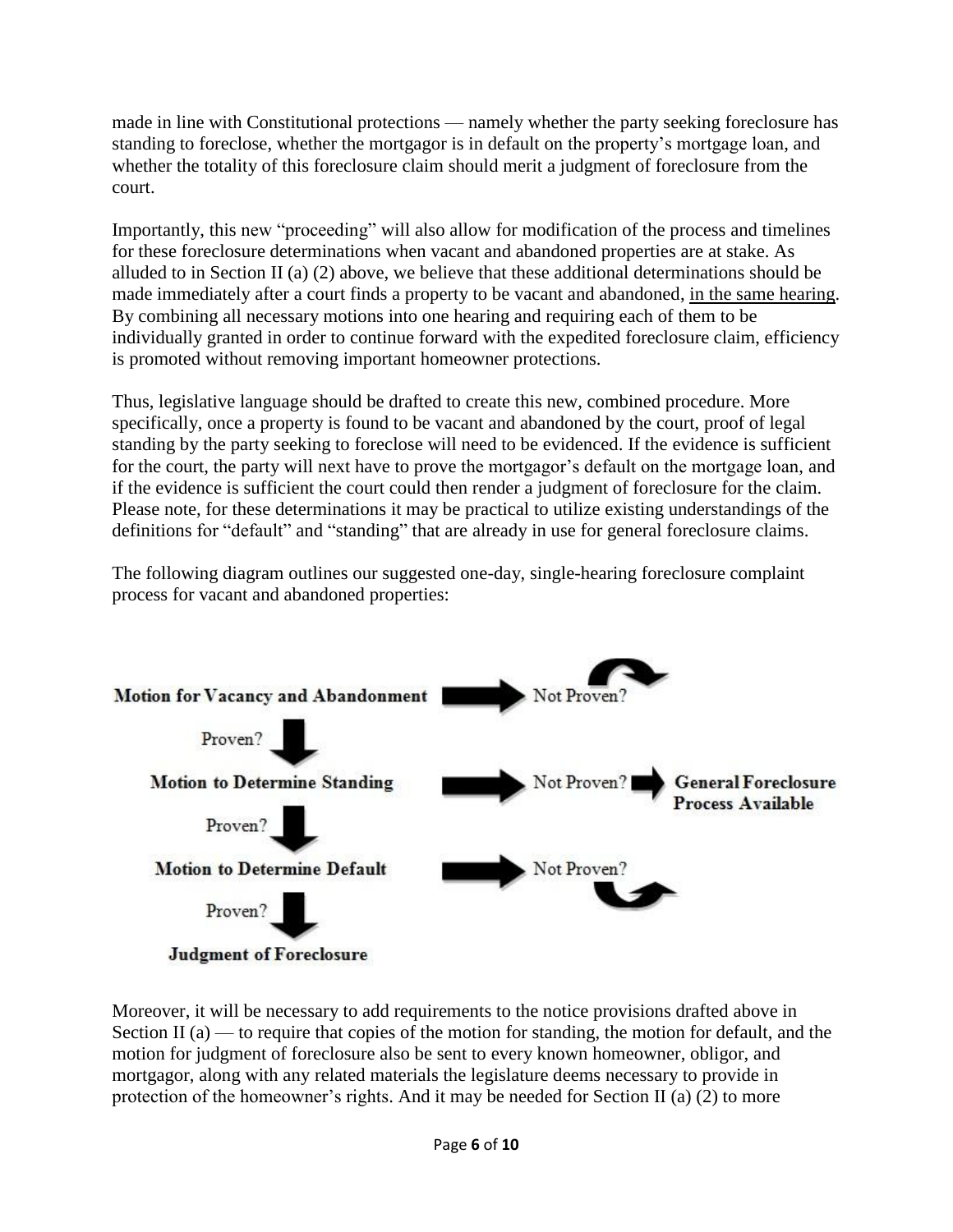made in line with Constitutional protections — namely whether the party seeking foreclosure has standing to foreclose, whether the mortgagor is in default on the property's mortgage loan, and whether the totality of this foreclosure claim should merit a judgment of foreclosure from the court.

Importantly, this new "proceeding" will also allow for modification of the process and timelines for these foreclosure determinations when vacant and abandoned properties are at stake. As alluded to in Section II (a) (2) above, we believe that these additional determinations should be made immediately after a court finds a property to be vacant and abandoned, in the same hearing. By combining all necessary motions into one hearing and requiring each of them to be individually granted in order to continue forward with the expedited foreclosure claim, efficiency is promoted without removing important homeowner protections.

Thus, legislative language should be drafted to create this new, combined procedure. More specifically, once a property is found to be vacant and abandoned by the court, proof of legal standing by the party seeking to foreclose will need to be evidenced. If the evidence is sufficient for the court, the party will next have to prove the mortgagor's default on the mortgage loan, and if the evidence is sufficient the court could then render a judgment of foreclosure for the claim. Please note, for these determinations it may be practical to utilize existing understandings of the definitions for "default" and "standing" that are already in use for general foreclosure claims.

The following diagram outlines our suggested one-day, single-hearing foreclosure complaint process for vacant and abandoned properties:

**Motion for Vacancy and Abandonment** → Not Proven?

Proven? ↓

**Motion to Determine Standing** → Not Proven? → **General Foreclosure Process Available**

Proven? ↓

**Motion to Determine Default** → Not Proven?

Proven? ↓

**Judgment of Foreclosure**

Moreover, it will be necessary to add requirements to the notice provisions drafted above in Section II (a) — to require that copies of the motion for standing, the motion for default, and the motion for judgment of foreclosure also be sent to every known homeowner, obligor, and mortgagor, along with any related materials the legislature deems necessary to provide in protection of the homeowner's rights. And it may be needed for Section II (a) (2) to more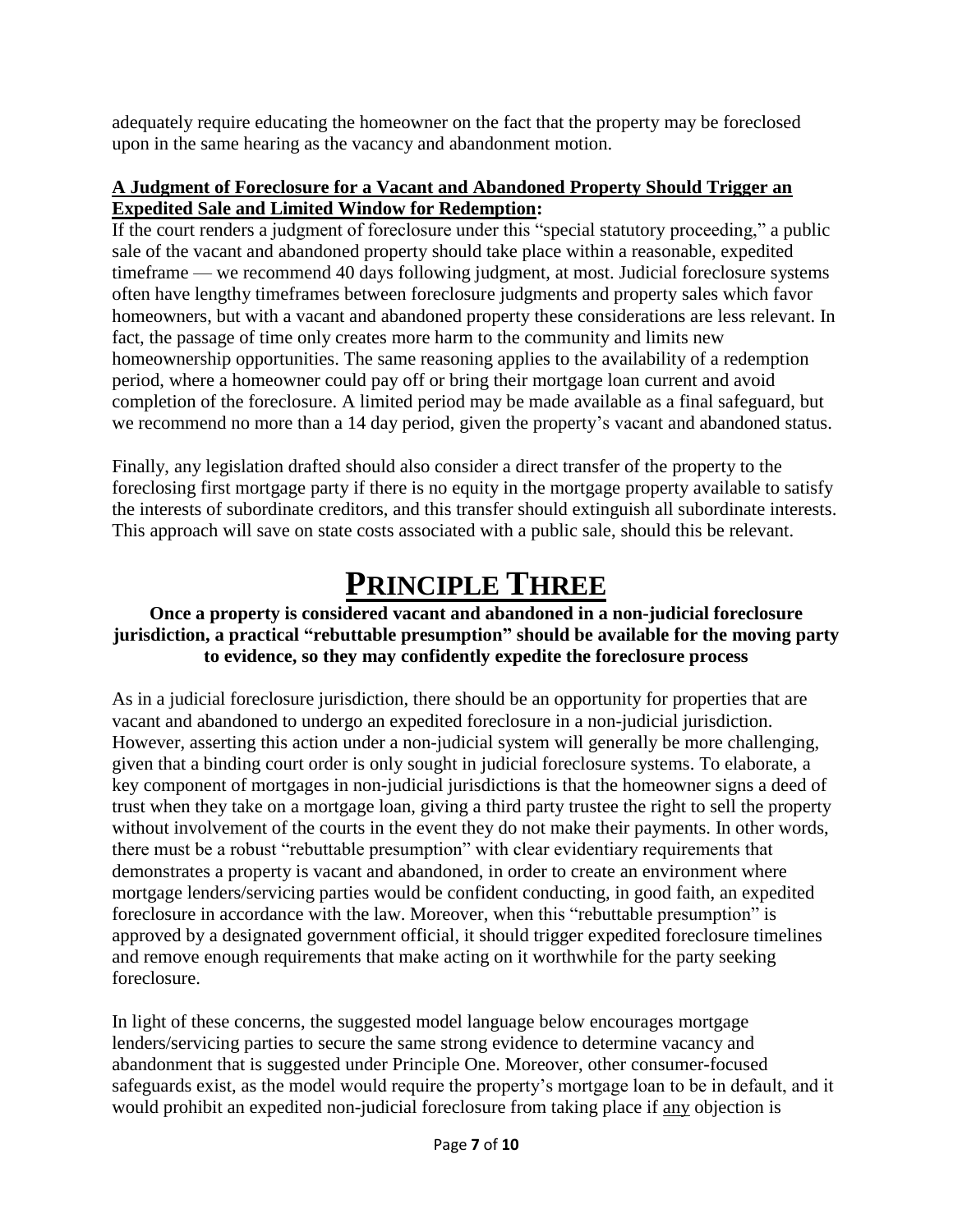adequately require educating the homeowner on the fact that the property may be foreclosed upon in the same hearing as the vacancy and abandonment motion.

**A Judgment of Foreclosure for a Vacant and Abandoned Property Should Trigger an Expedited Sale and Limited Window for Redemption:**

If the court renders a judgment of foreclosure under this "special statutory proceeding," a public sale of the vacant and abandoned property should take place within a reasonable, expedited timeframe — we recommend 40 days following judgment, at most. Judicial foreclosure systems often have lengthy timeframes between foreclosure judgments and property sales which favor homeowners, but with a vacant and abandoned property these considerations are less relevant. In fact, the passage of time only creates more harm to the community and limits new homeownership opportunities. The same reasoning applies to the availability of a redemption period, where a homeowner could pay off or bring their mortgage loan current and avoid completion of the foreclosure. A limited period may be made available as a final safeguard, but we recommend no more than a 14 day period, given the property's vacant and abandoned status.

Finally, any legislation drafted should also consider a direct transfer of the property to the foreclosing first mortgage party if there is no equity in the mortgage property available to satisfy the interests of subordinate creditors, and this transfer should extinguish all subordinate interests. This approach will save on state costs associated with a public sale, should this be relevant.

# PRINCIPLE THREE

**Once a property is considered vacant and abandoned in a non-judicial foreclosure jurisdiction, a practical "rebuttable presumption" should be available for the moving party to evidence, so they may confidently expedite the foreclosure process**

As in a judicial foreclosure jurisdiction, there should be an opportunity for properties that are vacant and abandoned to undergo an expedited foreclosure in a non-judicial jurisdiction. However, asserting this action under a non-judicial system will generally be more challenging, given that a binding court order is only sought in judicial foreclosure systems. To elaborate, a key component of mortgages in non-judicial jurisdictions is that the homeowner signs a deed of trust when they take on a mortgage loan, giving a third party trustee the right to sell the property without involvement of the courts in the event they do not make their payments. In other words, there must be a robust "rebuttable presumption" with clear evidentiary requirements that demonstrates a property is vacant and abandoned, in order to create an environment where mortgage lenders/servicing parties would be confident conducting, in good faith, an expedited foreclosure in accordance with the law. Moreover, when this "rebuttable presumption" is approved by a designated government official, it should trigger expedited foreclosure timelines and remove enough requirements that make acting on it worthwhile for the party seeking foreclosure.

In light of these concerns, the suggested model language below encourages mortgage lenders/servicing parties to secure the same strong evidence to determine vacancy and abandonment that is suggested under Principle One. Moreover, other consumer-focused safeguards exist, as the model would require the property's mortgage loan to be in default, and it would prohibit an expedited non-judicial foreclosure from taking place if <u>any</u> objection is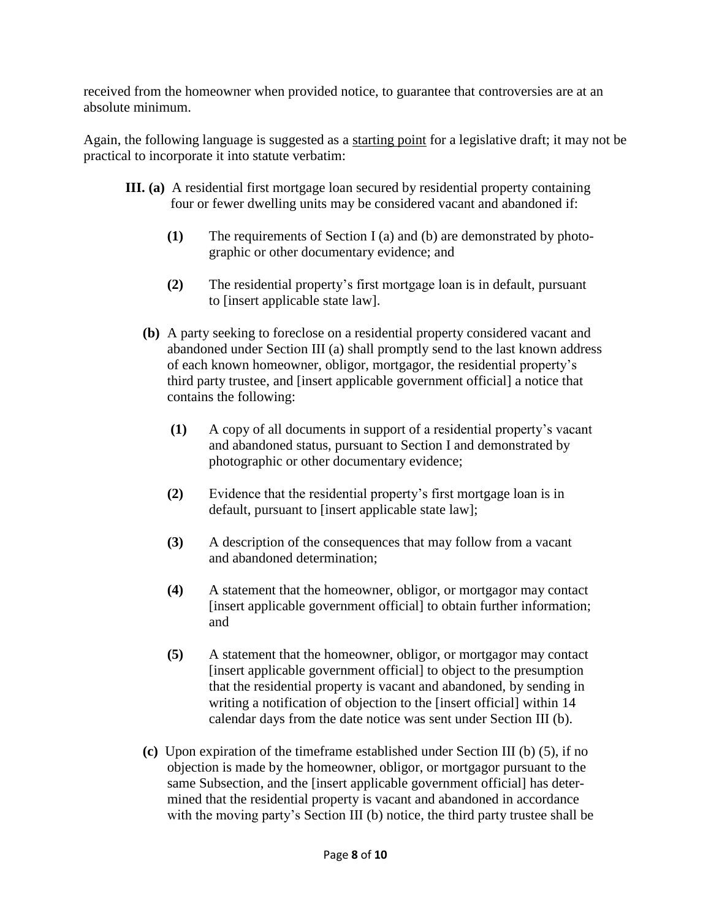received from the homeowner when provided notice, to guarantee that controversies are at an absolute minimum.

Again, the following language is suggested as a <u>starting point</u> for a legislative draft; it may not be practical to incorporate it into statute verbatim:

**III. (a)** A residential first mortgage loan secured by residential property containing four or fewer dwelling units may be considered vacant and abandoned if:

> **(1)** The requirements of Section I (a) and (b) are demonstrated by photographic or other documentary evidence; and
>
> **(2)** The residential property's first mortgage loan is in default, pursuant to [insert applicable state law].

**(b)** A party seeking to foreclose on a residential property considered vacant and abandoned under Section III (a) shall promptly send to the last known address of each known homeowner, obligor, mortgagor, the residential property's third party trustee, and [insert applicable government official] a notice that contains the following:

> **(1)** A copy of all documents in support of a residential property's vacant and abandoned status, pursuant to Section I and demonstrated by photographic or other documentary evidence;
>
> **(2)** Evidence that the residential property's first mortgage loan is in default, pursuant to [insert applicable state law];
>
> **(3)** A description of the consequences that may follow from a vacant and abandoned determination;
>
> **(4)** A statement that the homeowner, obligor, or mortgagor may contact [insert applicable government official] to obtain further information; and
>
> **(5)** A statement that the homeowner, obligor, or mortgagor may contact [insert applicable government official] to object to the presumption that the residential property is vacant and abandoned, by sending in writing a notification of objection to the [insert official] within 14 calendar days from the date notice was sent under Section III (b).

**(c)** Upon expiration of the timeframe established under Section III (b) (5), if no objection is made by the homeowner, obligor, or mortgagor pursuant to the same Subsection, and the [insert applicable government official] has determined that the residential property is vacant and abandoned in accordance with the moving party's Section III (b) notice, the third party trustee shall be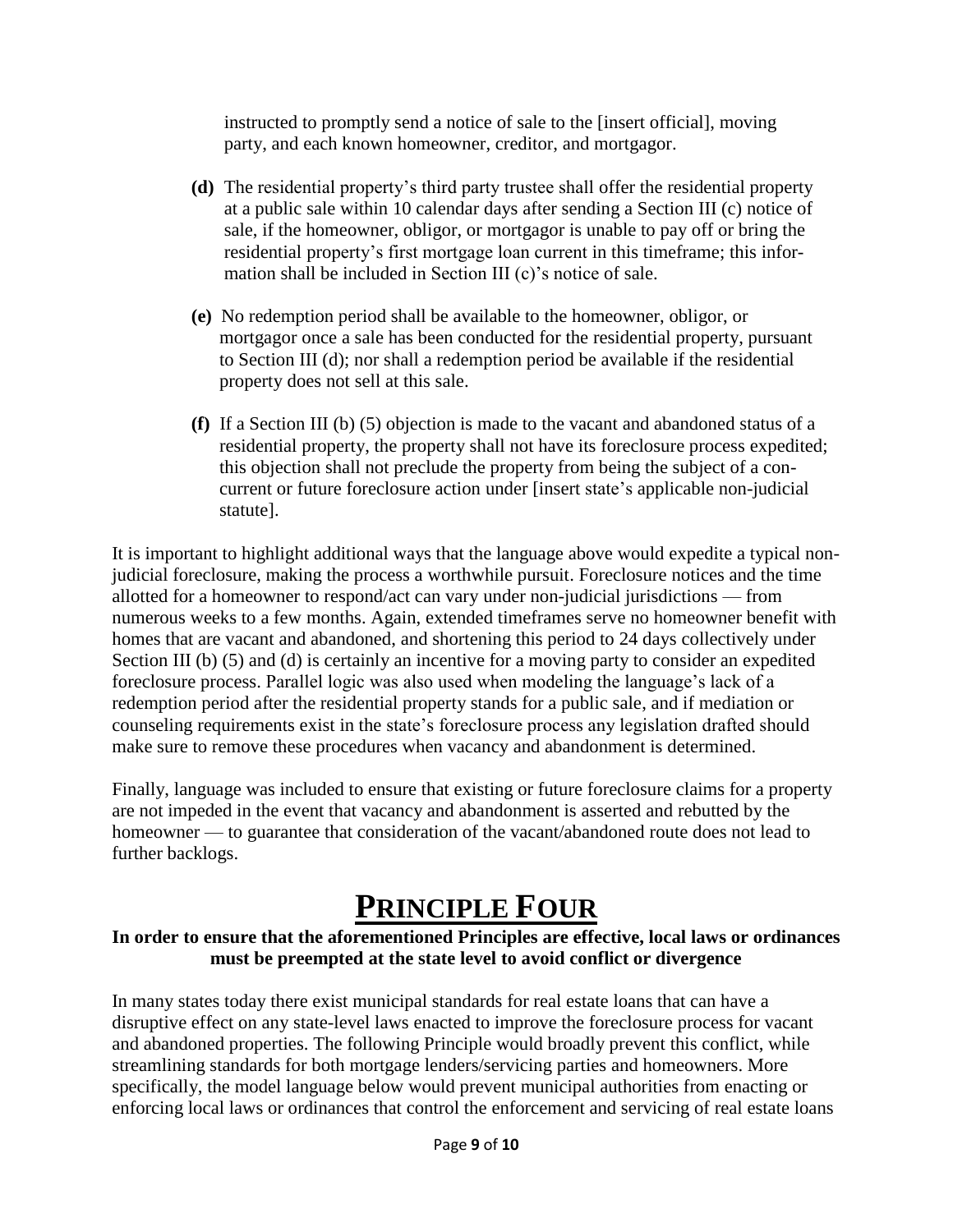instructed to promptly send a notice of sale to the [insert official], moving party, and each known homeowner, creditor, and mortgagor.

**(d)** The residential property's third party trustee shall offer the residential property at a public sale within 10 calendar days after sending a Section III (c) notice of sale, if the homeowner, obligor, or mortgagor is unable to pay off or bring the residential property's first mortgage loan current in this timeframe; this information shall be included in Section III (c)'s notice of sale.

**(e)** No redemption period shall be available to the homeowner, obligor, or mortgagor once a sale has been conducted for the residential property, pursuant to Section III (d); nor shall a redemption period be available if the residential property does not sell at this sale.

**(f)** If a Section III (b) (5) objection is made to the vacant and abandoned status of a residential property, the property shall not have its foreclosure process expedited; this objection shall not preclude the property from being the subject of a concurrent or future foreclosure action under [insert state's applicable non-judicial statute].

It is important to highlight additional ways that the language above would expedite a typical non-judicial foreclosure, making the process a worthwhile pursuit. Foreclosure notices and the time allotted for a homeowner to respond/act can vary under non-judicial jurisdictions — from numerous weeks to a few months. Again, extended timeframes serve no homeowner benefit with homes that are vacant and abandoned, and shortening this period to 24 days collectively under Section III (b) (5) and (d) is certainly an incentive for a moving party to consider an expedited foreclosure process. Parallel logic was also used when modeling the language's lack of a redemption period after the residential property stands for a public sale, and if mediation or counseling requirements exist in the state's foreclosure process any legislation drafted should make sure to remove these procedures when vacancy and abandonment is determined.

Finally, language was included to ensure that existing or future foreclosure claims for a property are not impeded in the event that vacancy and abandonment is asserted and rebutted by the homeowner — to guarantee that consideration of the vacant/abandoned route does not lead to further backlogs.

# PRINCIPLE FOUR

**In order to ensure that the aforementioned Principles are effective, local laws or ordinances must be preempted at the state level to avoid conflict or divergence**

In many states today there exist municipal standards for real estate loans that can have a disruptive effect on any state-level laws enacted to improve the foreclosure process for vacant and abandoned properties. The following Principle would broadly prevent this conflict, while streamlining standards for both mortgage lenders/servicing parties and homeowners. More specifically, the model language below would prevent municipal authorities from enacting or enforcing local laws or ordinances that control the enforcement and servicing of real estate loans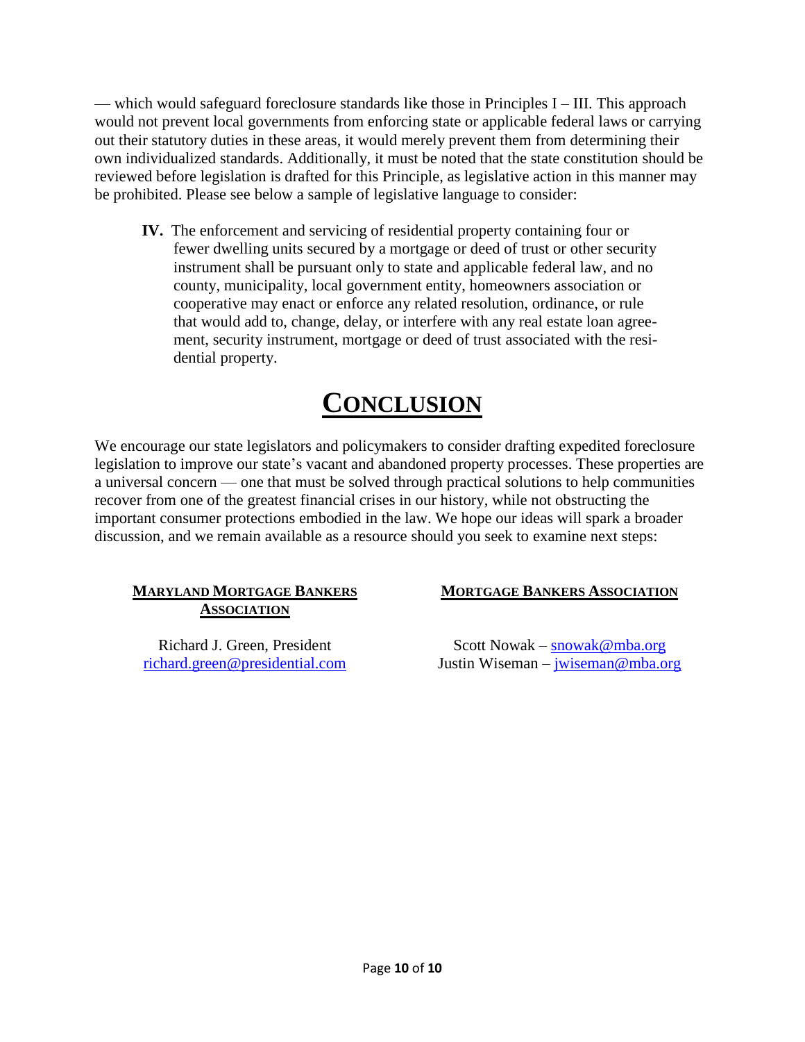— which would safeguard foreclosure standards like those in Principles I – III. This approach would not prevent local governments from enforcing state or applicable federal laws or carrying out their statutory duties in these areas, it would merely prevent them from determining their own individualized standards. Additionally, it must be noted that the state constitution should be reviewed before legislation is drafted for this Principle, as legislative action in this manner may be prohibited. Please see below a sample of legislative language to consider:

> **IV.** The enforcement and servicing of residential property containing four or fewer dwelling units secured by a mortgage or deed of trust or other security instrument shall be pursuant only to state and applicable federal law, and no county, municipality, local government entity, homeowners association or cooperative may enact or enforce any related resolution, ordinance, or rule that would add to, change, delay, or interfere with any real estate loan agreement, security instrument, mortgage or deed of trust associated with the residential property.

# CONCLUSION

We encourage our state legislators and policymakers to consider drafting expedited foreclosure legislation to improve our state's vacant and abandoned property processes. These properties are a universal concern — one that must be solved through practical solutions to help communities recover from one of the greatest financial crises in our history, while not obstructing the important consumer protections embodied in the law. We hope our ideas will spark a broader discussion, and we remain available as a resource should you seek to examine next steps:

**MARYLAND MORTGAGE BANKERS ASSOCIATION**

Richard J. Green, President
richard.green@presidential.com

**MORTGAGE BANKERS ASSOCIATION**

Scott Nowak – snowak@mba.org
Justin Wiseman – jwiseman@mba.org